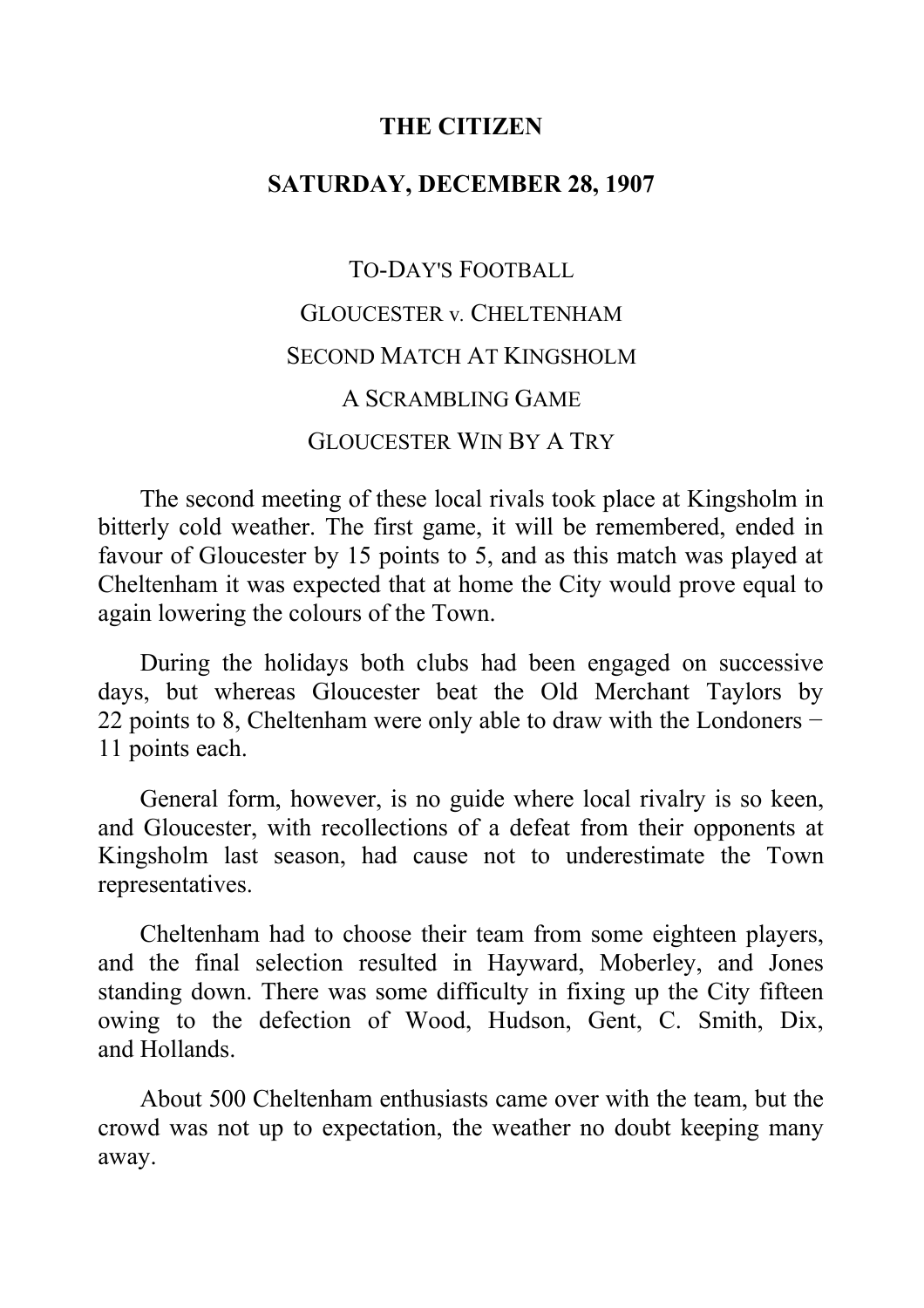**THE CITIZEN**

**SATURDAY, DECEMBER 28, 1907**

TO-DAY'S FOOTBALL

GLOUCESTER v. CHELTENHAM

SECOND MATCH AT KINGSHOLM

A SCRAMBLING GAME

GLOUCESTER WIN BY A TRY

The second meeting of these local rivals took place at Kingsholm in bitterly cold weather. The first game, it will be remembered, ended in favour of Gloucester by 15 points to 5, and as this match was played at Cheltenham it was expected that at home the City would prove equal to again lowering the colours of the Town.

During the holidays both clubs had been engaged on successive days, but whereas Gloucester beat the Old Merchant Taylors by 22 points to 8, Cheltenham were only able to draw with the Londoners − 11 points each.

General form, however, is no guide where local rivalry is so keen, and Gloucester, with recollections of a defeat from their opponents at Kingsholm last season, had cause not to underestimate the Town representatives.

Cheltenham had to choose their team from some eighteen players, and the final selection resulted in Hayward, Moberley, and Jones standing down. There was some difficulty in fixing up the City fifteen owing to the defection of Wood, Hudson, Gent, C. Smith, Dix, and Hollands.

About 500 Cheltenham enthusiasts came over with the team, but the crowd was not up to expectation, the weather no doubt keeping many away.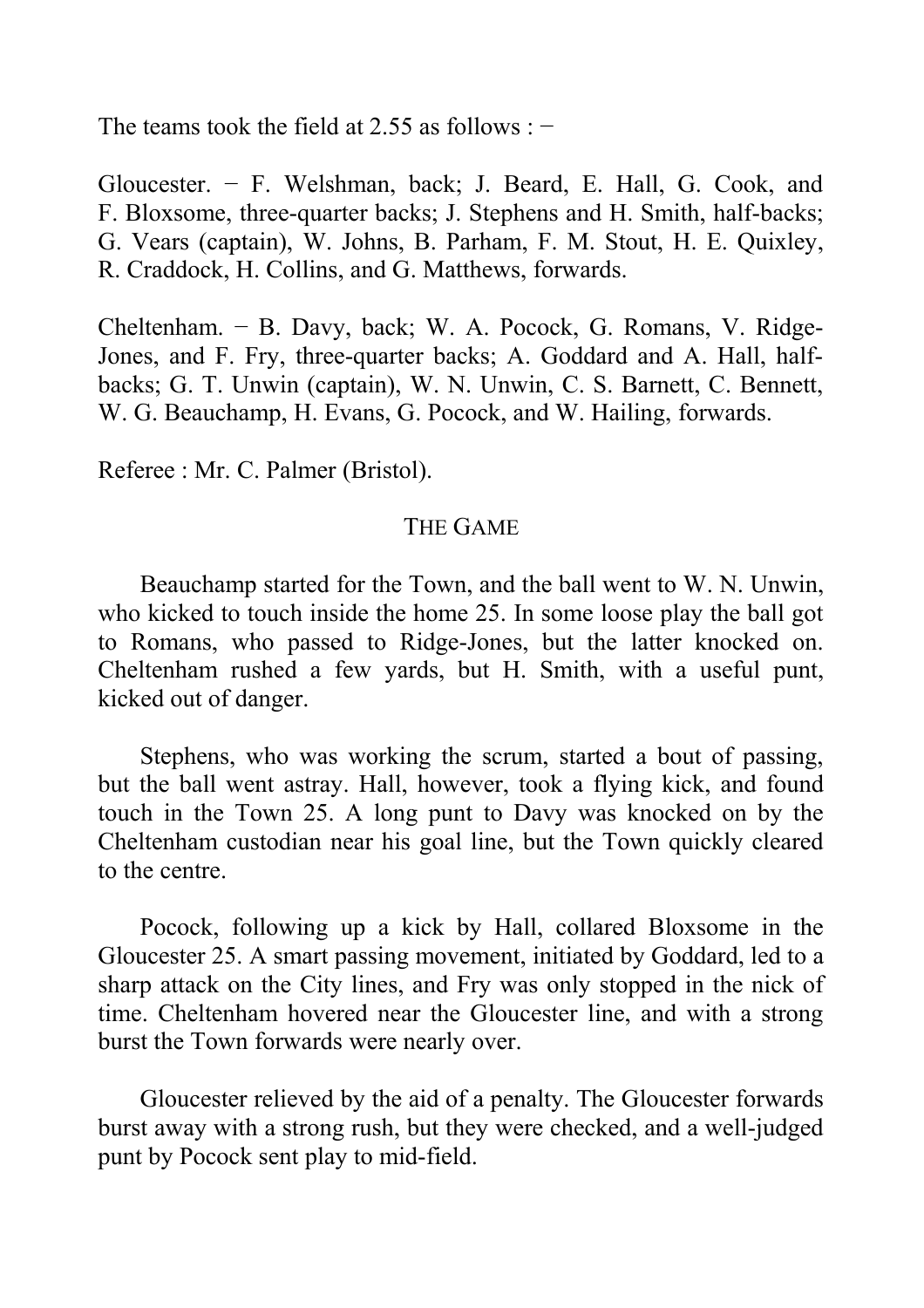The teams took the field at 2.55 as follows : −

Gloucester. − F. Welshman, back; J. Beard, E. Hall, G. Cook, and F. Bloxsome, three-quarter backs; J. Stephens and H. Smith, half-backs; G. Vears (captain), W. Johns, B. Parham, F. M. Stout, H. E. Quixley, R. Craddock, H. Collins, and G. Matthews, forwards.

Cheltenham. − B. Davy, back; W. A. Pocock, G. Romans, V. Ridge-Jones, and F. Fry, three-quarter backs; A. Goddard and A. Hall, half-backs; G. T. Unwin (captain), W. N. Unwin, C. S. Barnett, C. Bennett, W. G. Beauchamp, H. Evans, G. Pocock, and W. Hailing, forwards.

Referee : Mr. C. Palmer (Bristol).

## THE GAME

Beauchamp started for the Town, and the ball went to W. N. Unwin, who kicked to touch inside the home 25. In some loose play the ball got to Romans, who passed to Ridge-Jones, but the latter knocked on. Cheltenham rushed a few yards, but H. Smith, with a useful punt, kicked out of danger.

Stephens, who was working the scrum, started a bout of passing, but the ball went astray. Hall, however, took a flying kick, and found touch in the Town 25. A long punt to Davy was knocked on by the Cheltenham custodian near his goal line, but the Town quickly cleared to the centre.

Pocock, following up a kick by Hall, collared Bloxsome in the Gloucester 25. A smart passing movement, initiated by Goddard, led to a sharp attack on the City lines, and Fry was only stopped in the nick of time. Cheltenham hovered near the Gloucester line, and with a strong burst the Town forwards were nearly over.

Gloucester relieved by the aid of a penalty. The Gloucester forwards burst away with a strong rush, but they were checked, and a well-judged punt by Pocock sent play to mid-field.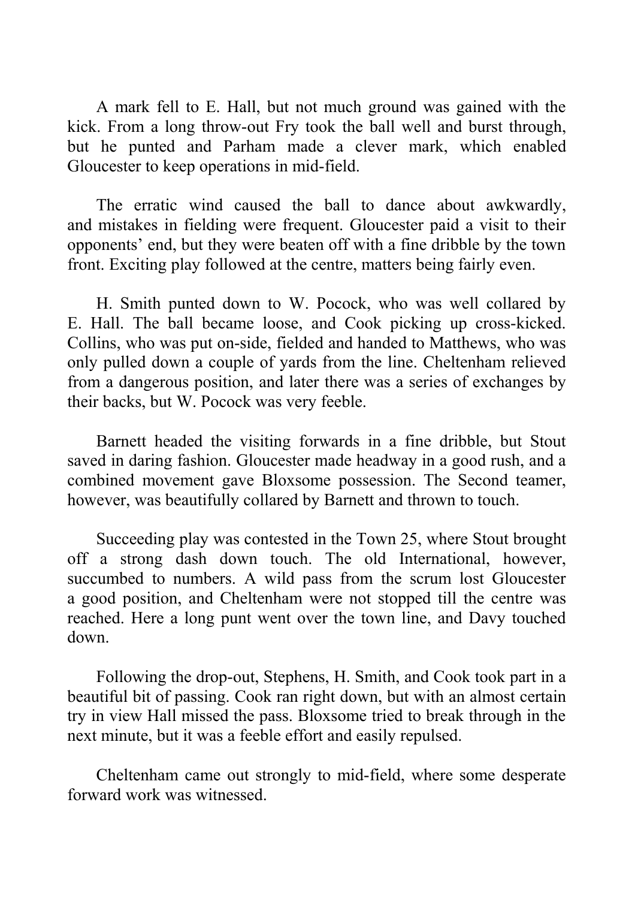A mark fell to E. Hall, but not much ground was gained with the kick. From a long throw-out Fry took the ball well and burst through, but he punted and Parham made a clever mark, which enabled Gloucester to keep operations in mid-field.

The erratic wind caused the ball to dance about awkwardly, and mistakes in fielding were frequent. Gloucester paid a visit to their opponents' end, but they were beaten off with a fine dribble by the town front. Exciting play followed at the centre, matters being fairly even.

H. Smith punted down to W. Pocock, who was well collared by E. Hall. The ball became loose, and Cook picking up cross-kicked. Collins, who was put on-side, fielded and handed to Matthews, who was only pulled down a couple of yards from the line. Cheltenham relieved from a dangerous position, and later there was a series of exchanges by their backs, but W. Pocock was very feeble.

Barnett headed the visiting forwards in a fine dribble, but Stout saved in daring fashion. Gloucester made headway in a good rush, and a combined movement gave Bloxsome possession. The Second teamer, however, was beautifully collared by Barnett and thrown to touch.

Succeeding play was contested in the Town 25, where Stout brought off a strong dash down touch. The old International, however, succumbed to numbers. A wild pass from the scrum lost Gloucester a good position, and Cheltenham were not stopped till the centre was reached. Here a long punt went over the town line, and Davy touched down.

Following the drop-out, Stephens, H. Smith, and Cook took part in a beautiful bit of passing. Cook ran right down, but with an almost certain try in view Hall missed the pass. Bloxsome tried to break through in the next minute, but it was a feeble effort and easily repulsed.

Cheltenham came out strongly to mid-field, where some desperate forward work was witnessed.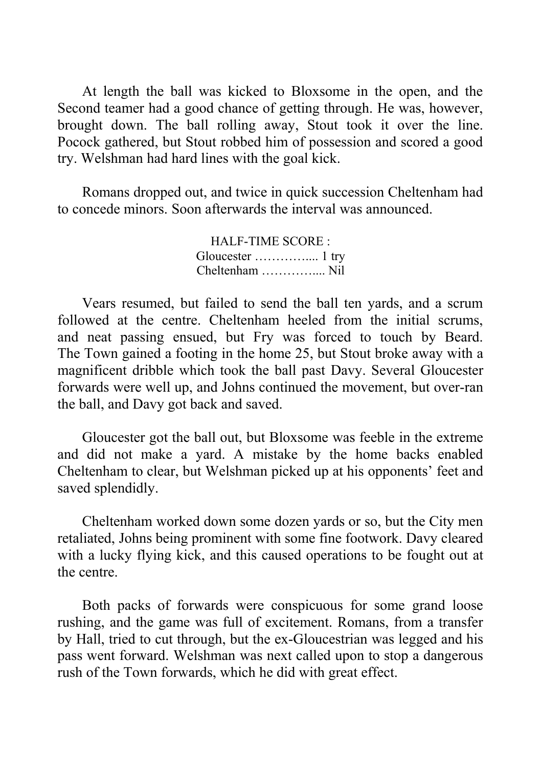At length the ball was kicked to Bloxsome in the open, and the Second teamer had a good chance of getting through. He was, however, brought down. The ball rolling away, Stout took it over the line. Pocock gathered, but Stout robbed him of possession and scored a good try. Welshman had hard lines with the goal kick.

Romans dropped out, and twice in quick succession Cheltenham had to concede minors. Soon afterwards the interval was announced.

HALF-TIME SCORE :
Gloucester ………….... 1 try
Cheltenham ………….... Nil

Vears resumed, but failed to send the ball ten yards, and a scrum followed at the centre. Cheltenham heeled from the initial scrums, and neat passing ensued, but Fry was forced to touch by Beard. The Town gained a footing in the home 25, but Stout broke away with a magnificent dribble which took the ball past Davy. Several Gloucester forwards were well up, and Johns continued the movement, but over-ran the ball, and Davy got back and saved.

Gloucester got the ball out, but Bloxsome was feeble in the extreme and did not make a yard. A mistake by the home backs enabled Cheltenham to clear, but Welshman picked up at his opponents' feet and saved splendidly.

Cheltenham worked down some dozen yards or so, but the City men retaliated, Johns being prominent with some fine footwork. Davy cleared with a lucky flying kick, and this caused operations to be fought out at the centre.

Both packs of forwards were conspicuous for some grand loose rushing, and the game was full of excitement. Romans, from a transfer by Hall, tried to cut through, but the ex-Gloucestrian was legged and his pass went forward. Welshman was next called upon to stop a dangerous rush of the Town forwards, which he did with great effect.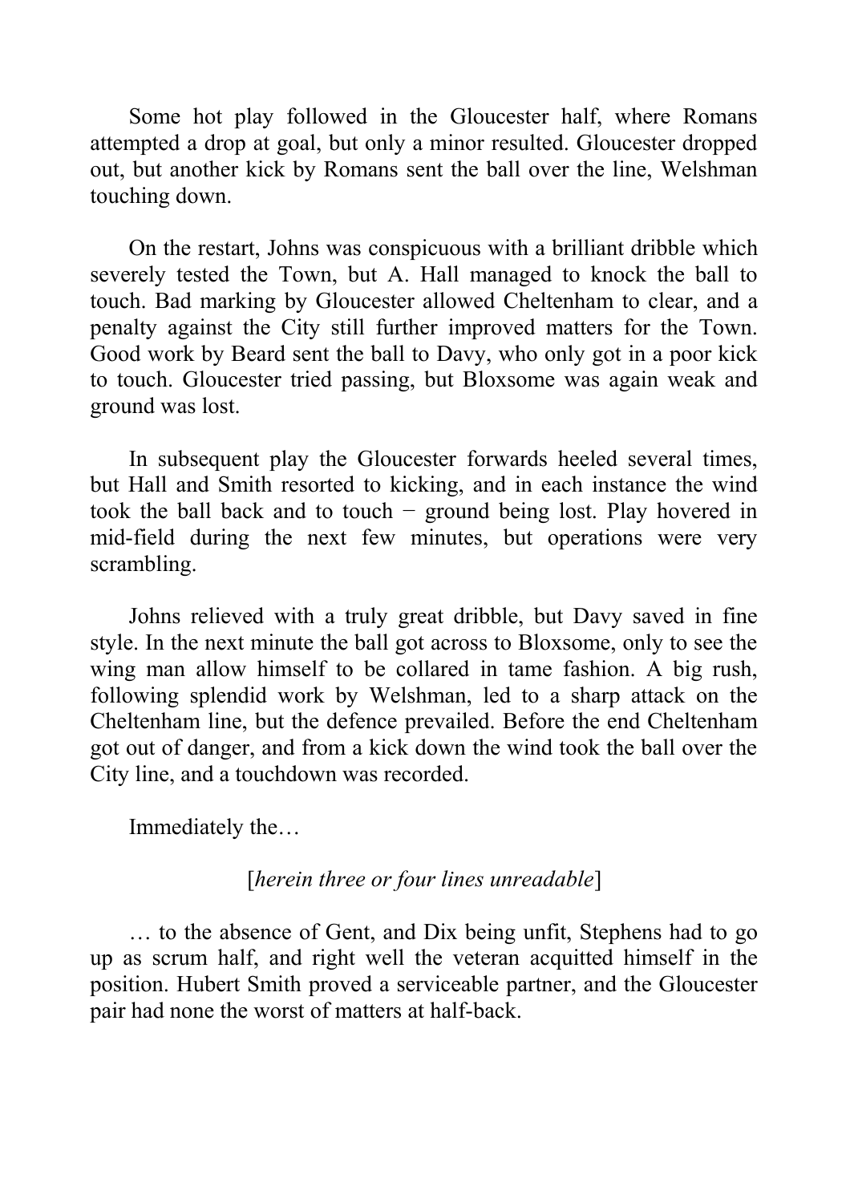Some hot play followed in the Gloucester half, where Romans attempted a drop at goal, but only a minor resulted. Gloucester dropped out, but another kick by Romans sent the ball over the line, Welshman touching down.

On the restart, Johns was conspicuous with a brilliant dribble which severely tested the Town, but A. Hall managed to knock the ball to touch. Bad marking by Gloucester allowed Cheltenham to clear, and a penalty against the City still further improved matters for the Town. Good work by Beard sent the ball to Davy, who only got in a poor kick to touch. Gloucester tried passing, but Bloxsome was again weak and ground was lost.

In subsequent play the Gloucester forwards heeled several times, but Hall and Smith resorted to kicking, and in each instance the wind took the ball back and to touch − ground being lost. Play hovered in mid-field during the next few minutes, but operations were very scrambling.

Johns relieved with a truly great dribble, but Davy saved in fine style. In the next minute the ball got across to Bloxsome, only to see the wing man allow himself to be collared in tame fashion. A big rush, following splendid work by Welshman, led to a sharp attack on the Cheltenham line, but the defence prevailed. Before the end Cheltenham got out of danger, and from a kick down the wind took the ball over the City line, and a touchdown was recorded.

Immediately the…

[*herein three or four lines unreadable*]

… to the absence of Gent, and Dix being unfit, Stephens had to go up as scrum half, and right well the veteran acquitted himself in the position. Hubert Smith proved a serviceable partner, and the Gloucester pair had none the worst of matters at half-back.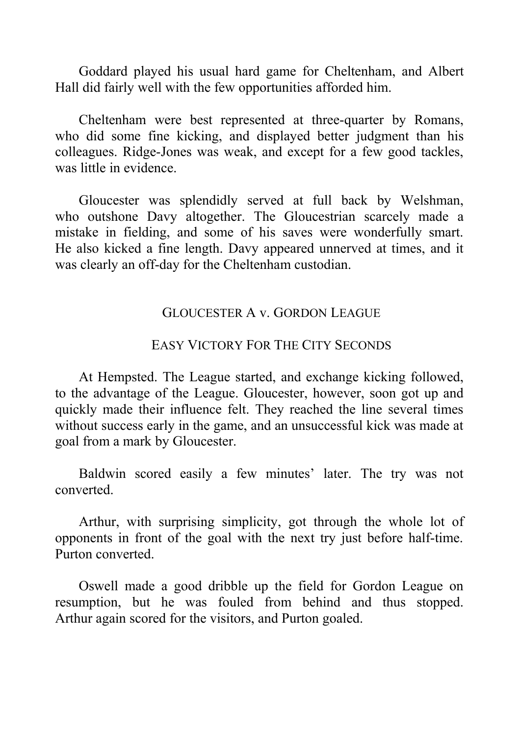Goddard played his usual hard game for Cheltenham, and Albert Hall did fairly well with the few opportunities afforded him.

Cheltenham were best represented at three-quarter by Romans, who did some fine kicking, and displayed better judgment than his colleagues. Ridge-Jones was weak, and except for a few good tackles, was little in evidence.

Gloucester was splendidly served at full back by Welshman, who outshone Davy altogether. The Gloucestrian scarcely made a mistake in fielding, and some of his saves were wonderfully smart. He also kicked a fine length. Davy appeared unnerved at times, and it was clearly an off-day for the Cheltenham custodian.

## GLOUCESTER A v. GORDON LEAGUE

### EASY VICTORY FOR THE CITY SECONDS

At Hempsted. The League started, and exchange kicking followed, to the advantage of the League. Gloucester, however, soon got up and quickly made their influence felt. They reached the line several times without success early in the game, and an unsuccessful kick was made at goal from a mark by Gloucester.

Baldwin scored easily a few minutes' later. The try was not converted.

Arthur, with surprising simplicity, got through the whole lot of opponents in front of the goal with the next try just before half-time. Purton converted.

Oswell made a good dribble up the field for Gordon League on resumption, but he was fouled from behind and thus stopped. Arthur again scored for the visitors, and Purton goaled.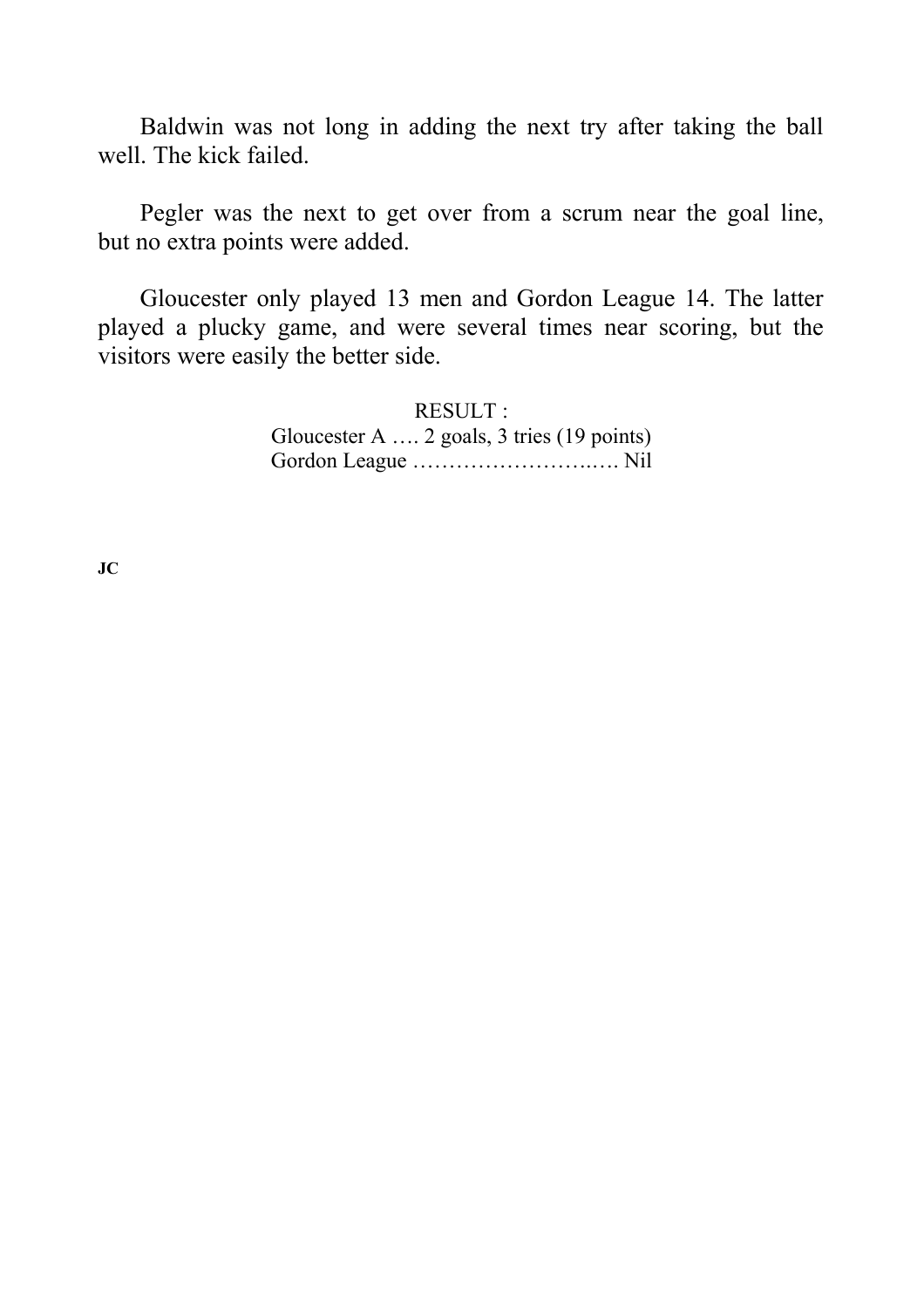Baldwin was not long in adding the next try after taking the ball well. The kick failed.

Pegler was the next to get over from a scrum near the goal line, but no extra points were added.

Gloucester only played 13 men and Gordon League 14. The latter played a plucky game, and were several times near scoring, but the visitors were easily the better side.

RESULT :
Gloucester A …. 2 goals, 3 tries (19 points)
Gordon League ……………………..…. Nil

**JC**